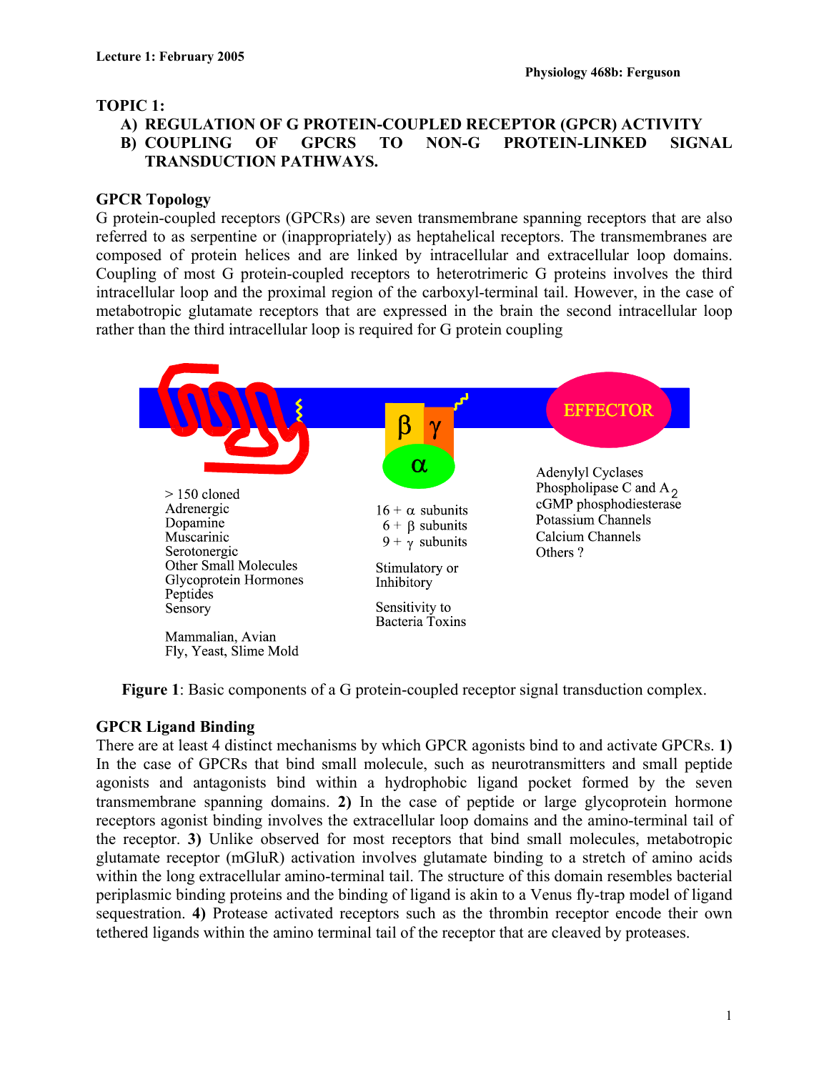Lecture 1: February 2005

Physiology 468b: Ferguson

# TOPIC 1:

## A) REGULATION OF G PROTEIN-COUPLED RECEPTOR (GPCR) ACTIVITY
## B) COUPLING OF GPCRS TO NON-G PROTEIN-LINKED SIGNAL TRANSDUCTION PATHWAYS.

### GPCR Topology

G protein-coupled receptors (GPCRs) are seven transmembrane spanning receptors that are also referred to as serpentine or (inappropriately) as heptahelical receptors. The transmembranes are composed of protein helices and are linked by intracellular and extracellular loop domains. Coupling of most G protein-coupled receptors to heterotrimeric G proteins involves the third intracellular loop and the proximal region of the carboxyl-terminal tail. However, in the case of metabotropic glutamate receptors that are expressed in the brain the second intracellular loop rather than the third intracellular loop is required for G protein coupling

β γ α EFFECTOR

> 150 cloned
Adrenergic
Dopamine
Muscarinic
Serotonergic
Other Small Molecules
Glycoprotein Hormones
Peptides
Sensory

Mammalian, Avian
Fly, Yeast, Slime Mold

16 + α subunits
6 + β subunits
9 + γ subunits

Stimulatory or Inhibitory

Sensitivity to Bacteria Toxins

Adenylyl Cyclases
Phospholipase C and $A_2$
cGMP phosphodiesterase
Potassium Channels
Calcium Channels
Others ?

**Figure 1**: Basic components of a G protein-coupled receptor signal transduction complex.

### GPCR Ligand Binding

There are at least 4 distinct mechanisms by which GPCR agonists bind to and activate GPCRs. **1)** In the case of GPCRs that bind small molecule, such as neurotransmitters and small peptide agonists and antagonists bind within a hydrophobic ligand pocket formed by the seven transmembrane spanning domains. **2)** In the case of peptide or large glycoprotein hormone receptors agonist binding involves the extracellular loop domains and the amino-terminal tail of the receptor. **3)** Unlike observed for most receptors that bind small molecules, metabotropic glutamate receptor (mGluR) activation involves glutamate binding to a stretch of amino acids within the long extracellular amino-terminal tail. The structure of this domain resembles bacterial periplasmic binding proteins and the binding of ligand is akin to a Venus fly-trap model of ligand sequestration. **4)** Protease activated receptors such as the thrombin receptor encode their own tethered ligands within the amino terminal tail of the receptor that are cleaved by proteases.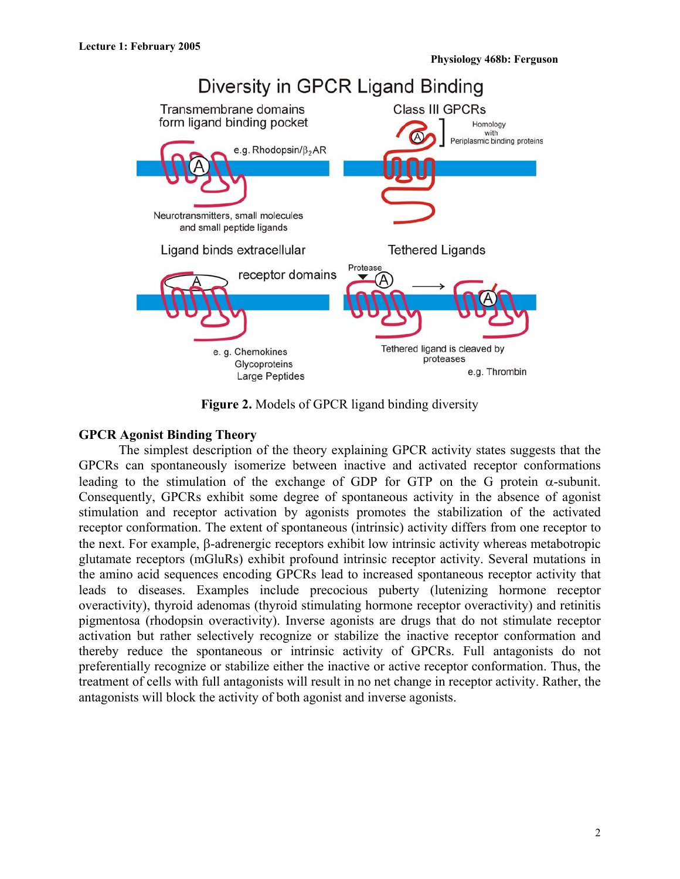**Figure 2.** Models of GPCR ligand binding diversity

## GPCR Agonist Binding Theory

The simplest description of the theory explaining GPCR activity states suggests that the GPCRs can spontaneously isomerize between inactive and activated receptor conformations leading to the stimulation of the exchange of GDP for GTP on the G protein $\alpha$-subunit. Consequently, GPCRs exhibit some degree of spontaneous activity in the absence of agonist stimulation and receptor activation by agonists promotes the stabilization of the activated receptor conformation. The extent of spontaneous (intrinsic) activity differs from one receptor to the next. For example, $\beta$-adrenergic receptors exhibit low intrinsic activity whereas metabotropic glutamate receptors (mGluRs) exhibit profound intrinsic receptor activity. Several mutations in the amino acid sequences encoding GPCRs lead to increased spontaneous receptor activity that leads to diseases. Examples include precocious puberty (lutenizing hormone receptor overactivity), thyroid adenomas (thyroid stimulating hormone receptor overactivity) and retinitis pigmentosa (rhodopsin overactivity). Inverse agonists are drugs that do not stimulate receptor activation but rather selectively recognize or stabilize the inactive receptor conformation and thereby reduce the spontaneous or intrinsic activity of GPCRs. Full antagonists do not preferentially recognize or stabilize either the inactive or active receptor conformation. Thus, the treatment of cells with full antagonists will result in no net change in receptor activity. Rather, the antagonists will block the activity of both agonist and inverse agonists.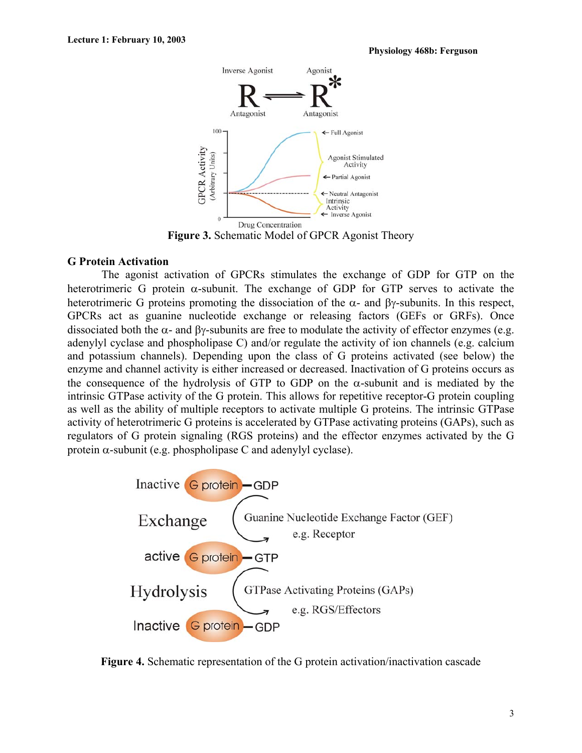Figure 3. Schematic Model of GPCR Agonist Theory

## G Protein Activation

The agonist activation of GPCRs stimulates the exchange of GDP for GTP on the heterotrimeric G protein α-subunit. The exchange of GDP for GTP serves to activate the heterotrimeric G proteins promoting the dissociation of the α- and βγ-subunits. In this respect, GPCRs act as guanine nucleotide exchange or releasing factors (GEFs or GRFs). Once dissociated both the α- and βγ-subunits are free to modulate the activity of effector enzymes (e.g. adenylyl cyclase and phospholipase C) and/or regulate the activity of ion channels (e.g. calcium and potassium channels). Depending upon the class of G proteins activated (see below) the enzyme and channel activity is either increased or decreased. Inactivation of G proteins occurs as the consequence of the hydrolysis of GTP to GDP on the α-subunit and is mediated by the intrinsic GTPase activity of the G protein. This allows for repetitive receptor-G protein coupling as well as the ability of multiple receptors to activate multiple G proteins. The intrinsic GTPase activity of heterotrimeric G proteins is accelerated by GTPase activating proteins (GAPs), such as regulators of G protein signaling (RGS proteins) and the effector enzymes activated by the G protein α-subunit (e.g. phospholipase C and adenylyl cyclase).

Figure 4. Schematic representation of the G protein activation/inactivation cascade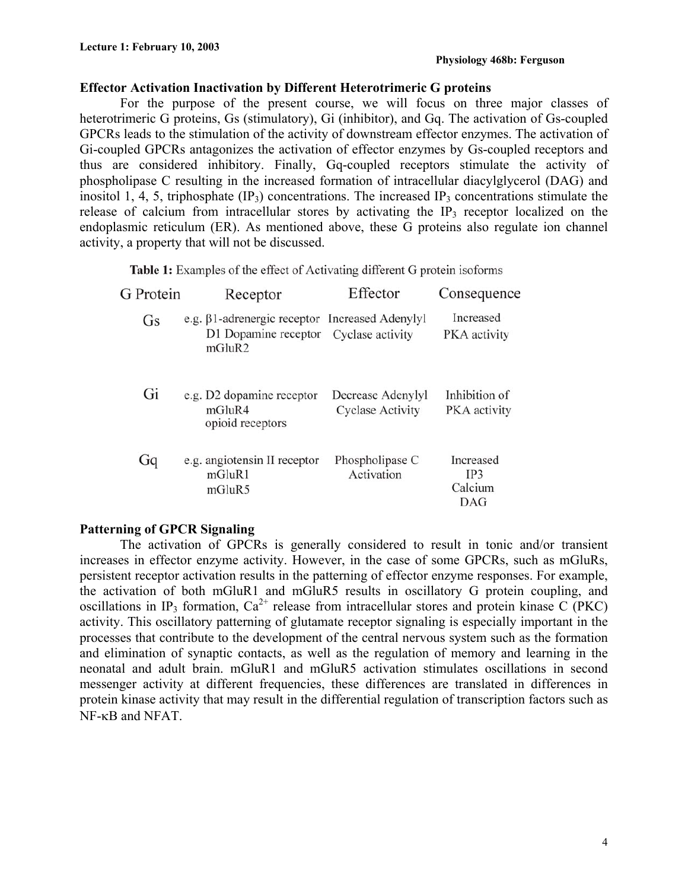### Effector Activation Inactivation by Different Heterotrimeric G proteins

For the purpose of the present course, we will focus on three major classes of heterotrimeric G proteins, Gs (stimulatory), Gi (inhibitor), and Gq. The activation of Gs-coupled GPCRs leads to the stimulation of the activity of downstream effector enzymes. The activation of Gi-coupled GPCRs antagonizes the activation of effector enzymes by Gs-coupled receptors and thus are considered inhibitory. Finally, Gq-coupled receptors stimulate the activity of phospholipase C resulting in the increased formation of intracellular diacylglycerol (DAG) and inositol 1, 4, 5, triphosphate ($IP_3$) concentrations. The increased $IP_3$ concentrations stimulate the release of calcium from intracellular stores by activating the $IP_3$ receptor localized on the endoplasmic reticulum (ER). As mentioned above, these G proteins also regulate ion channel activity, a property that will not be discussed.

**Table 1:** Examples of the effect of Activating different G protein isoforms

| G Protein | Receptor | Effector | Consequence |
|---|---|---|---|
| Gs | e.g. β1-adrenergic receptor<br>D1 Dopamine receptor<br>mGluR2 | Increased Adenylyl Cyclase activity | Increased PKA activity |
| Gi | e.g. D2 dopamine receptor<br>mGluR4<br>opioid receptors | Decrease Adenylyl Cyclase Activity | Inhibition of PKA activity |
| Gq | e.g. angiotensin II receptor<br>mGluR1<br>mGluR5 | Phospholipase C Activation | Increased IP3<br>Calcium<br>DAG |

### Patterning of GPCR Signaling

The activation of GPCRs is generally considered to result in tonic and/or transient increases in effector enzyme activity. However, in the case of some GPCRs, such as mGluRs, persistent receptor activation results in the patterning of effector enzyme responses. For example, the activation of both mGluR1 and mGluR5 results in oscillatory G protein coupling, and oscillations in $IP_3$ formation, $Ca^{2+}$ release from intracellular stores and protein kinase C (PKC) activity. This oscillatory patterning of glutamate receptor signaling is especially important in the processes that contribute to the development of the central nervous system such as the formation and elimination of synaptic contacts, as well as the regulation of memory and learning in the neonatal and adult brain. mGluR1 and mGluR5 activation stimulates oscillations in second messenger activity at different frequencies, these differences are translated in differences in protein kinase activity that may result in the differential regulation of transcription factors such as NF-κB and NFAT.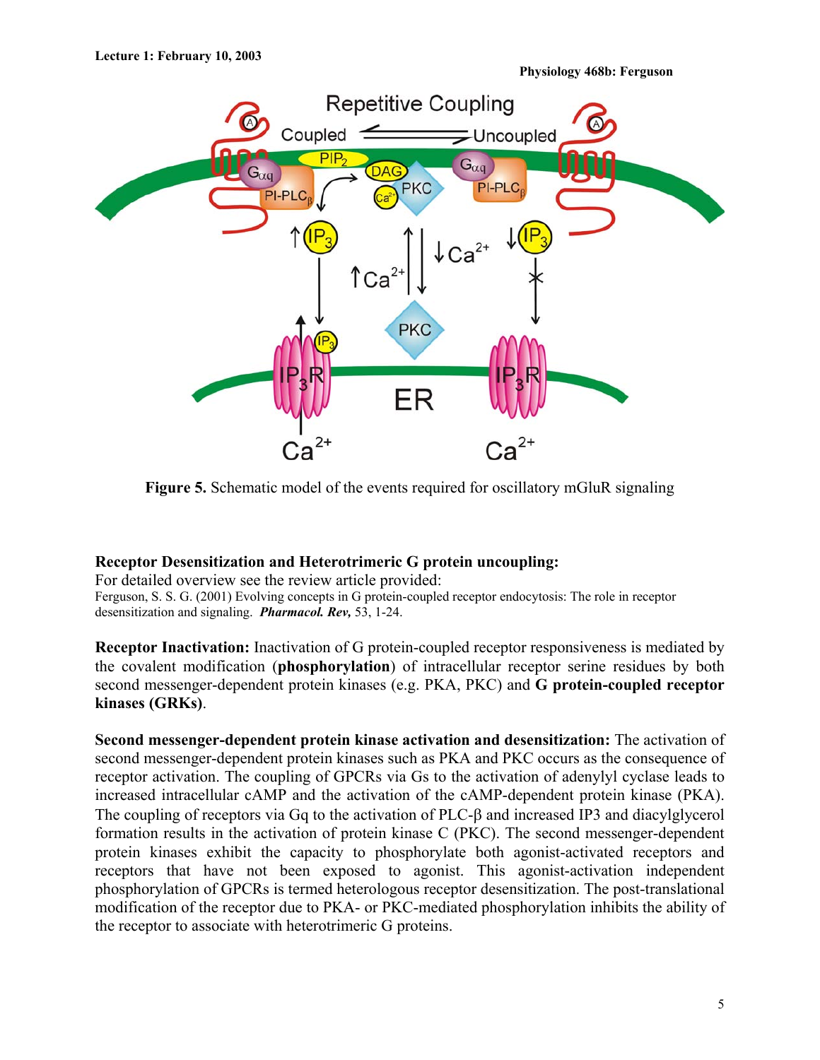**Figure 5.** Schematic model of the events required for oscillatory mGluR signaling

**Receptor Desensitization and Heterotrimeric G protein uncoupling:**
For detailed overview see the review article provided:
Ferguson, S. S. G. (2001) Evolving concepts in G protein-coupled receptor endocytosis: The role in receptor desensitization and signaling. ***Pharmacol. Rev,*** 53, 1-24.

**Receptor Inactivation:** Inactivation of G protein-coupled receptor responsiveness is mediated by the covalent modification (**phosphorylation**) of intracellular receptor serine residues by both second messenger-dependent protein kinases (e.g. PKA, PKC) and **G protein-coupled receptor kinases (GRKs)**.

**Second messenger-dependent protein kinase activation and desensitization:** The activation of second messenger-dependent protein kinases such as PKA and PKC occurs as the consequence of receptor activation. The coupling of GPCRs via Gs to the activation of adenylyl cyclase leads to increased intracellular cAMP and the activation of the cAMP-dependent protein kinase (PKA). The coupling of receptors via Gq to the activation of PLC-β and increased IP3 and diacylglycerol formation results in the activation of protein kinase C (PKC). The second messenger-dependent protein kinases exhibit the capacity to phosphorylate both agonist-activated receptors and receptors that have not been exposed to agonist. This agonist-activation independent phosphorylation of GPCRs is termed heterologous receptor desensitization. The post-translational modification of the receptor due to PKA- or PKC-mediated phosphorylation inhibits the ability of the receptor to associate with heterotrimeric G proteins.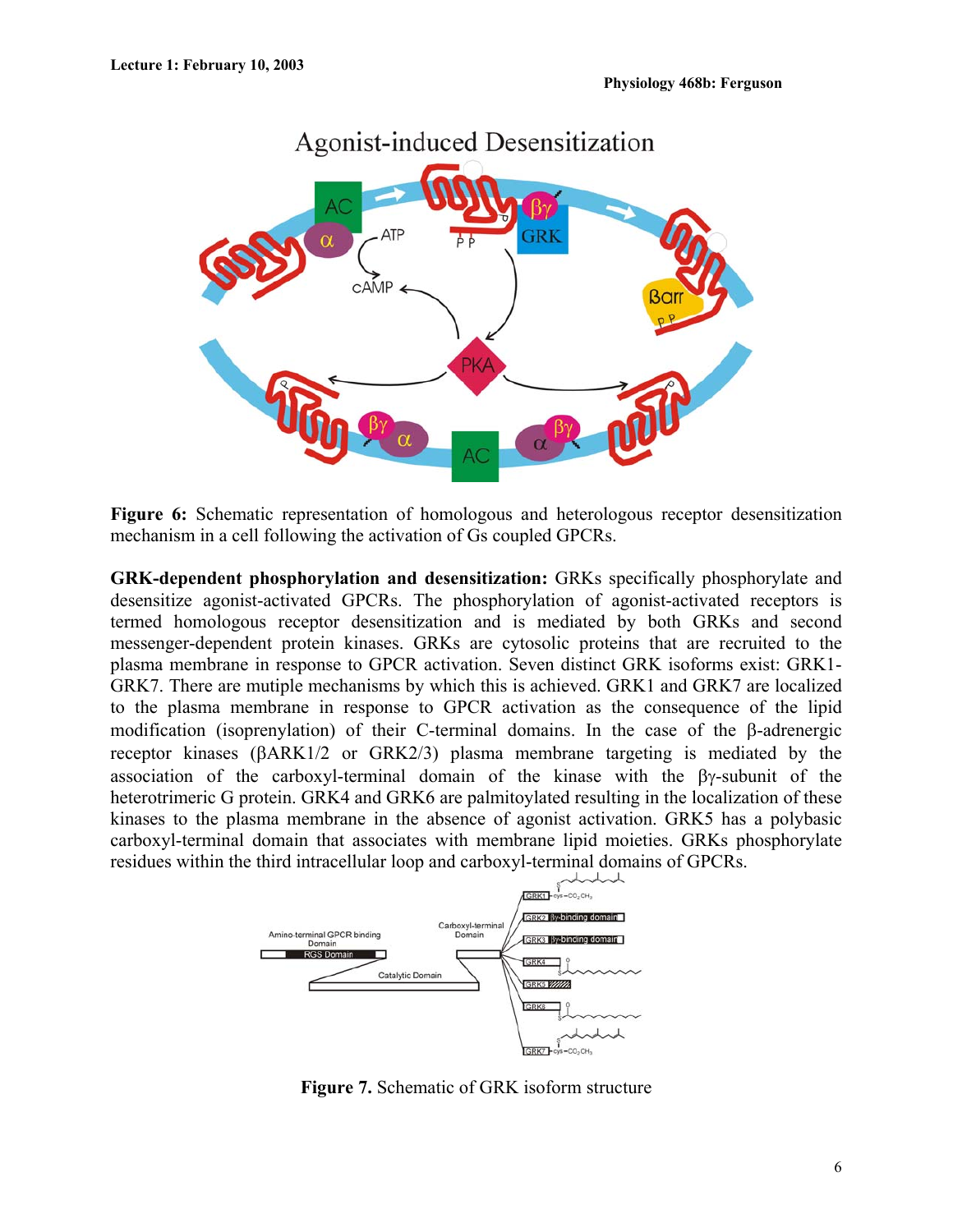**Figure 6:** Schematic representation of homologous and heterologous receptor desensitization mechanism in a cell following the activation of Gs coupled GPCRs.

**GRK-dependent phosphorylation and desensitization:** GRKs specifically phosphorylate and desensitize agonist-activated GPCRs. The phosphorylation of agonist-activated receptors is termed homologous receptor desensitization and is mediated by both GRKs and second messenger-dependent protein kinases. GRKs are cytosolic proteins that are recruited to the plasma membrane in response to GPCR activation. Seven distinct GRK isoforms exist: GRK1-GRK7. There are mutiple mechanisms by which this is achieved. GRK1 and GRK7 are localized to the plasma membrane in response to GPCR activation as the consequence of the lipid modification (isoprenylation) of their C-terminal domains. In the case of the β-adrenergic receptor kinases (βARK1/2 or GRK2/3) plasma membrane targeting is mediated by the association of the carboxyl-terminal domain of the kinase with the βγ-subunit of the heterotrimeric G protein. GRK4 and GRK6 are palmitoylated resulting in the localization of these kinases to the plasma membrane in the absence of agonist activation. GRK5 has a polybasic carboxyl-terminal domain that associates with membrane lipid moieties. GRKs phosphorylate residues within the third intracellular loop and carboxyl-terminal domains of GPCRs.

**Figure 7.** Schematic of GRK isoform structure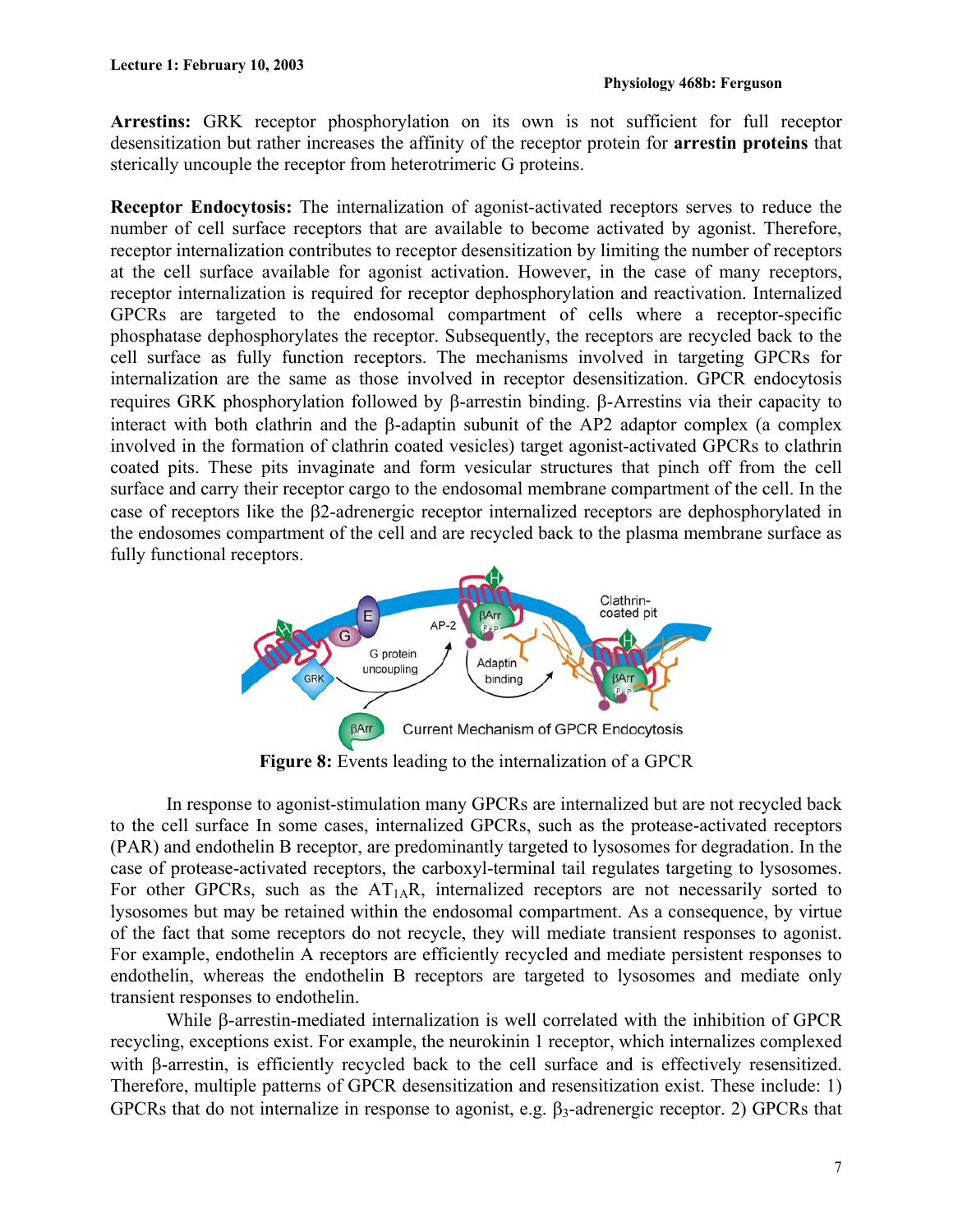**Arrestins:** GRK receptor phosphorylation on its own is not sufficient for full receptor desensitization but rather increases the affinity of the receptor protein for **arrestin proteins** that sterically uncouple the receptor from heterotrimeric G proteins.

**Receptor Endocytosis:** The internalization of agonist-activated receptors serves to reduce the number of cell surface receptors that are available to become activated by agonist. Therefore, receptor internalization contributes to receptor desensitization by limiting the number of receptors at the cell surface available for agonist activation. However, in the case of many receptors, receptor internalization is required for receptor dephosphorylation and reactivation. Internalized GPCRs are targeted to the endosomal compartment of cells where a receptor-specific phosphatase dephosphorylates the receptor. Subsequently, the receptors are recycled back to the cell surface as fully function receptors. The mechanisms involved in targeting GPCRs for internalization are the same as those involved in receptor desensitization. GPCR endocytosis requires GRK phosphorylation followed by β-arrestin binding. β-Arrestins via their capacity to interact with both clathrin and the β-adaptin subunit of the AP2 adaptor complex (a complex involved in the formation of clathrin coated vesicles) target agonist-activated GPCRs to clathrin coated pits. These pits invaginate and form vesicular structures that pinch off from the cell surface and carry their receptor cargo to the endosomal membrane compartment of the cell. In the case of receptors like the β2-adrenergic receptor internalized receptors are dephosphorylated in the endosomes compartment of the cell and are recycled back to the plasma membrane surface as fully functional receptors.

**Figure 8:** Events leading to the internalization of a GPCR

In response to agonist-stimulation many GPCRs are internalized but are not recycled back to the cell surface In some cases, internalized GPCRs, such as the protease-activated receptors (PAR) and endothelin B receptor, are predominantly targeted to lysosomes for degradation. In the case of protease-activated receptors, the carboxyl-terminal tail regulates targeting to lysosomes. For other GPCRs, such as the $AT_{1A}R$, internalized receptors are not necessarily sorted to lysosomes but may be retained within the endosomal compartment. As a consequence, by virtue of the fact that some receptors do not recycle, they will mediate transient responses to agonist. For example, endothelin A receptors are efficiently recycled and mediate persistent responses to endothelin, whereas the endothelin B receptors are targeted to lysosomes and mediate only transient responses to endothelin.

While β-arrestin-mediated internalization is well correlated with the inhibition of GPCR recycling, exceptions exist. For example, the neurokinin 1 receptor, which internalizes complexed with β-arrestin, is efficiently recycled back to the cell surface and is effectively resensitized. Therefore, multiple patterns of GPCR desensitization and resensitization exist. These include: 1) GPCRs that do not internalize in response to agonist, e.g. $\beta_3$-adrenergic receptor. 2) GPCRs that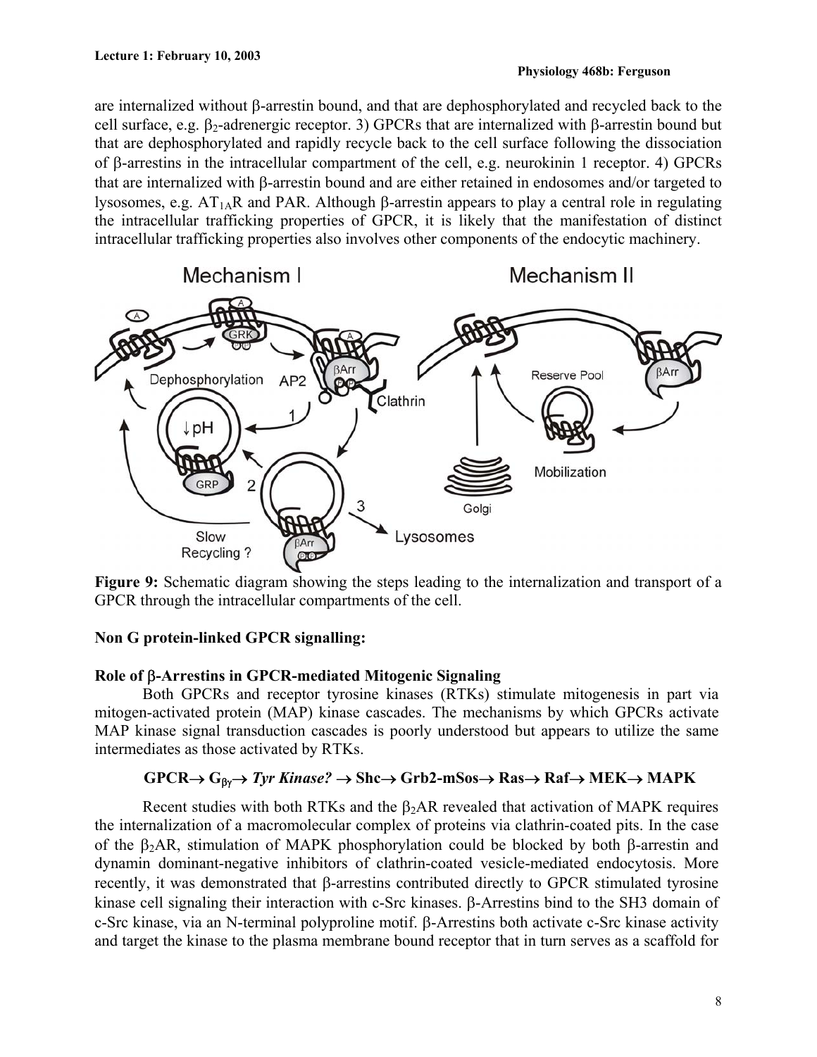are internalized without β-arrestin bound, and that are dephosphorylated and recycled back to the cell surface, e.g. $\beta_2$-adrenergic receptor. 3) GPCRs that are internalized with β-arrestin bound but that are dephosphorylated and rapidly recycle back to the cell surface following the dissociation of β-arrestins in the intracellular compartment of the cell, e.g. neurokinin 1 receptor. 4) GPCRs that are internalized with β-arrestin bound and are either retained in endosomes and/or targeted to lysosomes, e.g. $AT_{1A}R$ and PAR. Although β-arrestin appears to play a central role in regulating the intracellular trafficking properties of GPCR, it is likely that the manifestation of distinct intracellular trafficking properties also involves other components of the endocytic machinery.

**Figure 9:** Schematic diagram showing the steps leading to the internalization and transport of a GPCR through the intracellular compartments of the cell.

## Non G protein-linked GPCR signalling:

### Role of β-Arrestins in GPCR-mediated Mitogenic Signaling

Both GPCRs and receptor tyrosine kinases (RTKs) stimulate mitogenesis in part via mitogen-activated protein (MAP) kinase cascades. The mechanisms by which GPCRs activate MAP kinase signal transduction cascades is poorly understood but appears to utilize the same intermediates as those activated by RTKs.

**GPCR→ $G_{\beta\gamma}$→ *Tyr Kinase?* → Shc→ Grb2-mSos→ Ras→ Raf→ MEK→ MAPK**

Recent studies with both RTKs and the $\beta_2$AR revealed that activation of MAPK requires the internalization of a macromolecular complex of proteins via clathrin-coated pits. In the case of the $\beta_2$AR, stimulation of MAPK phosphorylation could be blocked by both β-arrestin and dynamin dominant-negative inhibitors of clathrin-coated vesicle-mediated endocytosis. More recently, it was demonstrated that β-arrestins contributed directly to GPCR stimulated tyrosine kinase cell signaling their interaction with c-Src kinases. β-Arrestins bind to the SH3 domain of c-Src kinase, via an N-terminal polyproline motif. β-Arrestins both activate c-Src kinase activity and target the kinase to the plasma membrane bound receptor that in turn serves as a scaffold for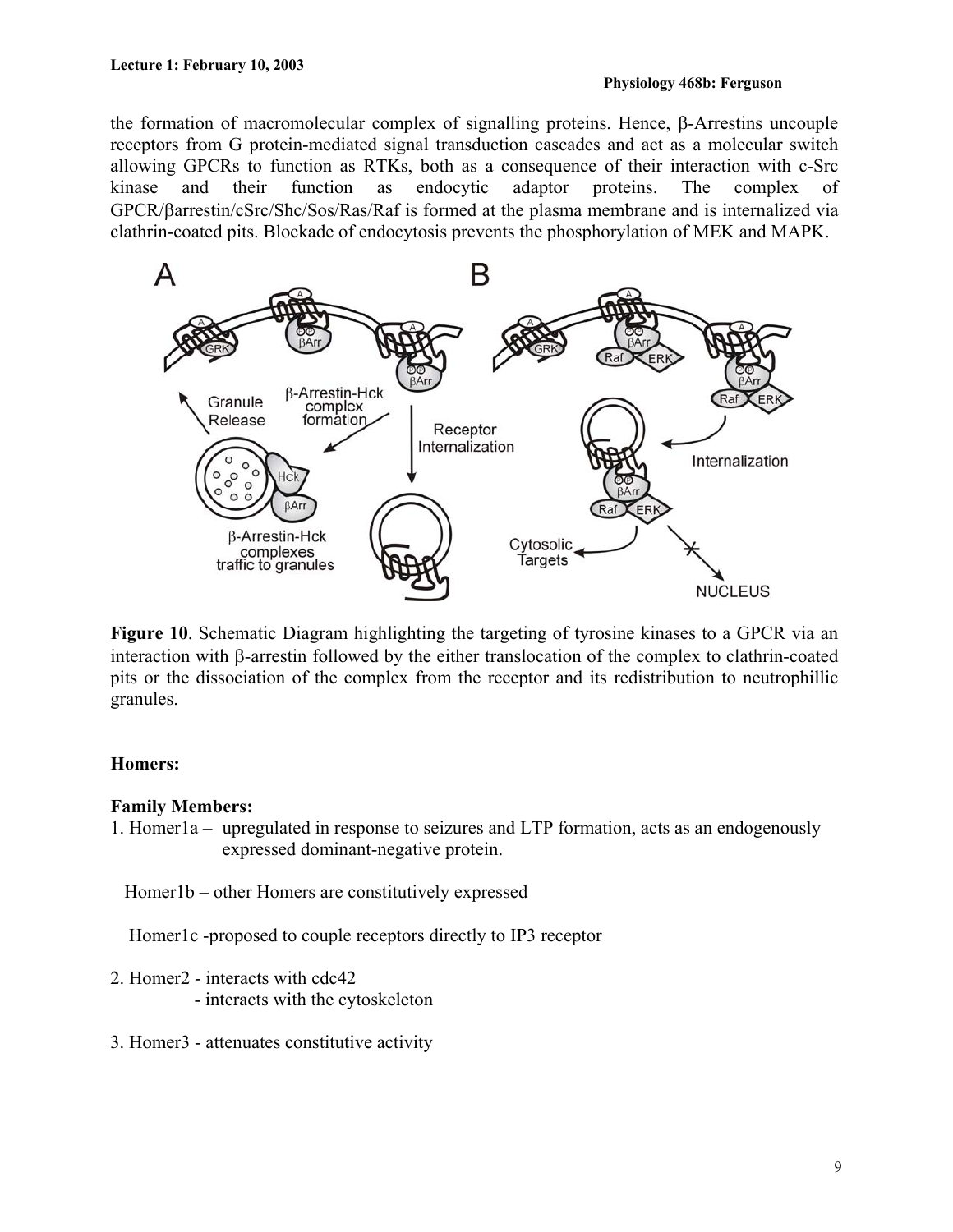the formation of macromolecular complex of signalling proteins. Hence, β-Arrestins uncouple receptors from G protein-mediated signal transduction cascades and act as a molecular switch allowing GPCRs to function as RTKs, both as a consequence of their interaction with c-Src kinase and their function as endocytic adaptor proteins. The complex of GPCR/βarrestin/cSrc/Shc/Sos/Ras/Raf is formed at the plasma membrane and is internalized via clathrin-coated pits. Blockade of endocytosis prevents the phosphorylation of MEK and MAPK.

**Figure 10**. Schematic Diagram highlighting the targeting of tyrosine kinases to a GPCR via an interaction with β-arrestin followed by the either translocation of the complex to clathrin-coated pits or the dissociation of the complex from the receptor and its redistribution to neutrophillic granules.

**Homers:**

**Family Members:**

1. Homer1a – upregulated in response to seizures and LTP formation, acts as an endogenously expressed dominant-negative protein.

   Homer1b – other Homers are constitutively expressed

   Homer1c -proposed to couple receptors directly to IP3 receptor

2. Homer2 - interacts with cdc42
   - interacts with the cytoskeleton

3. Homer3 - attenuates constitutive activity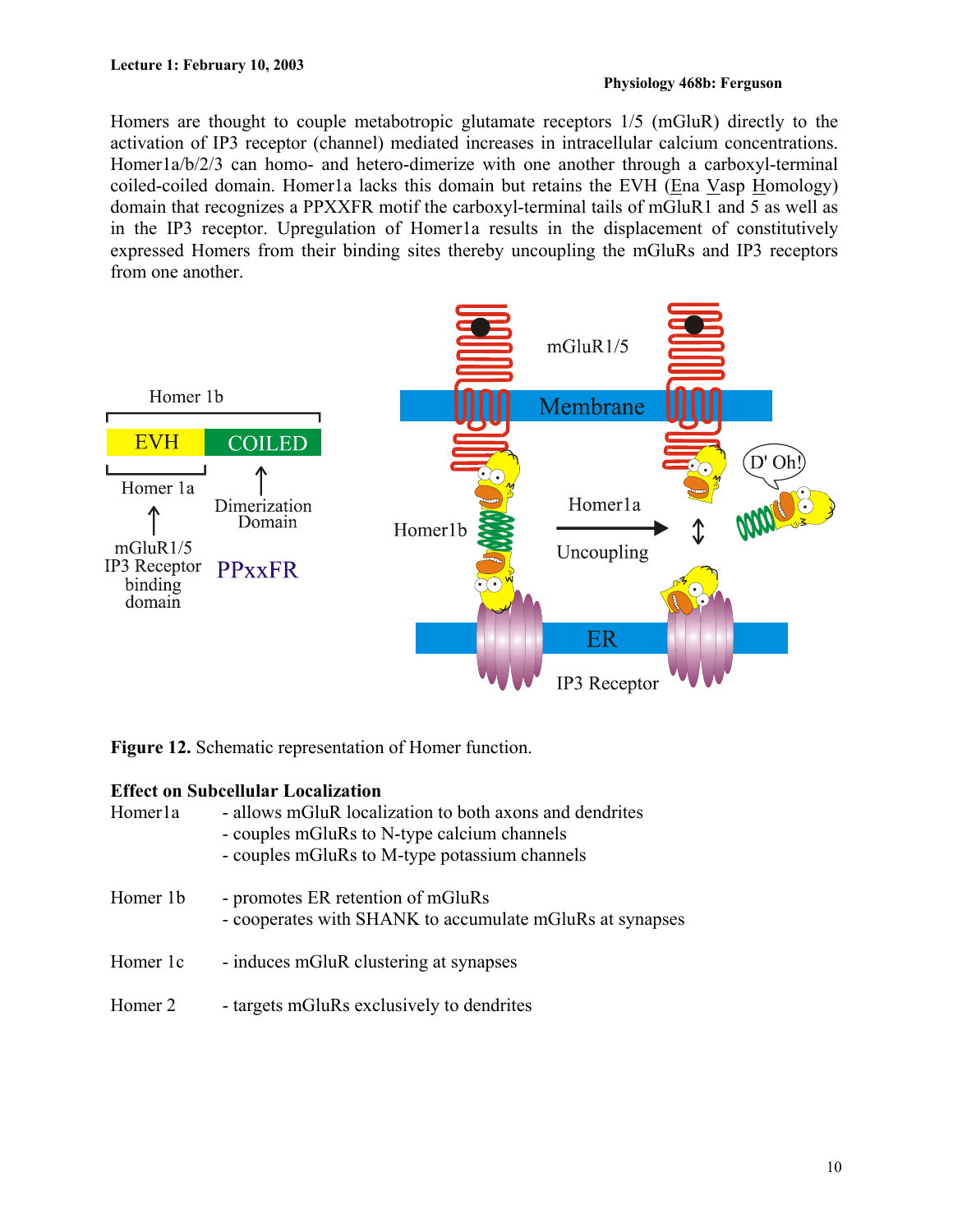Homers are thought to couple metabotropic glutamate receptors 1/5 (mGluR) directly to the activation of IP3 receptor (channel) mediated increases in intracellular calcium concentrations. Homer1a/b/2/3 can homo- and hetero-dimerize with one another through a carboxyl-terminal coiled-coiled domain. Homer1a lacks this domain but retains the EVH (Ena Vasp Homology) domain that recognizes a PPXXFR motif the carboxyl-terminal tails of mGluR1 and 5 as well as in the IP3 receptor. Upregulation of Homer1a results in the displacement of constitutively expressed Homers from their binding sites thereby uncoupling the mGluRs and IP3 receptors from one another.

Homer 1b

EVH

COILED

Homer 1a

Dimerization Domain

mGluR1/5 IP3 Receptor binding domain

PPxxFR

mGluR1/5

Membrane

Homer1b

Homer1a

Uncoupling

D' Oh!

ER

IP3 Receptor

**Figure 12.** Schematic representation of Homer function.

**Effect on Subcellular Localization**

Homer1a
- allows mGluR localization to both axons and dendrites
- couples mGluRs to N-type calcium channels
- couples mGluRs to M-type potassium channels

Homer 1b
- promotes ER retention of mGluRs
- cooperates with SHANK to accumulate mGluRs at synapses

Homer 1c
- induces mGluR clustering at synapses

Homer 2
- targets mGluRs exclusively to dendrites